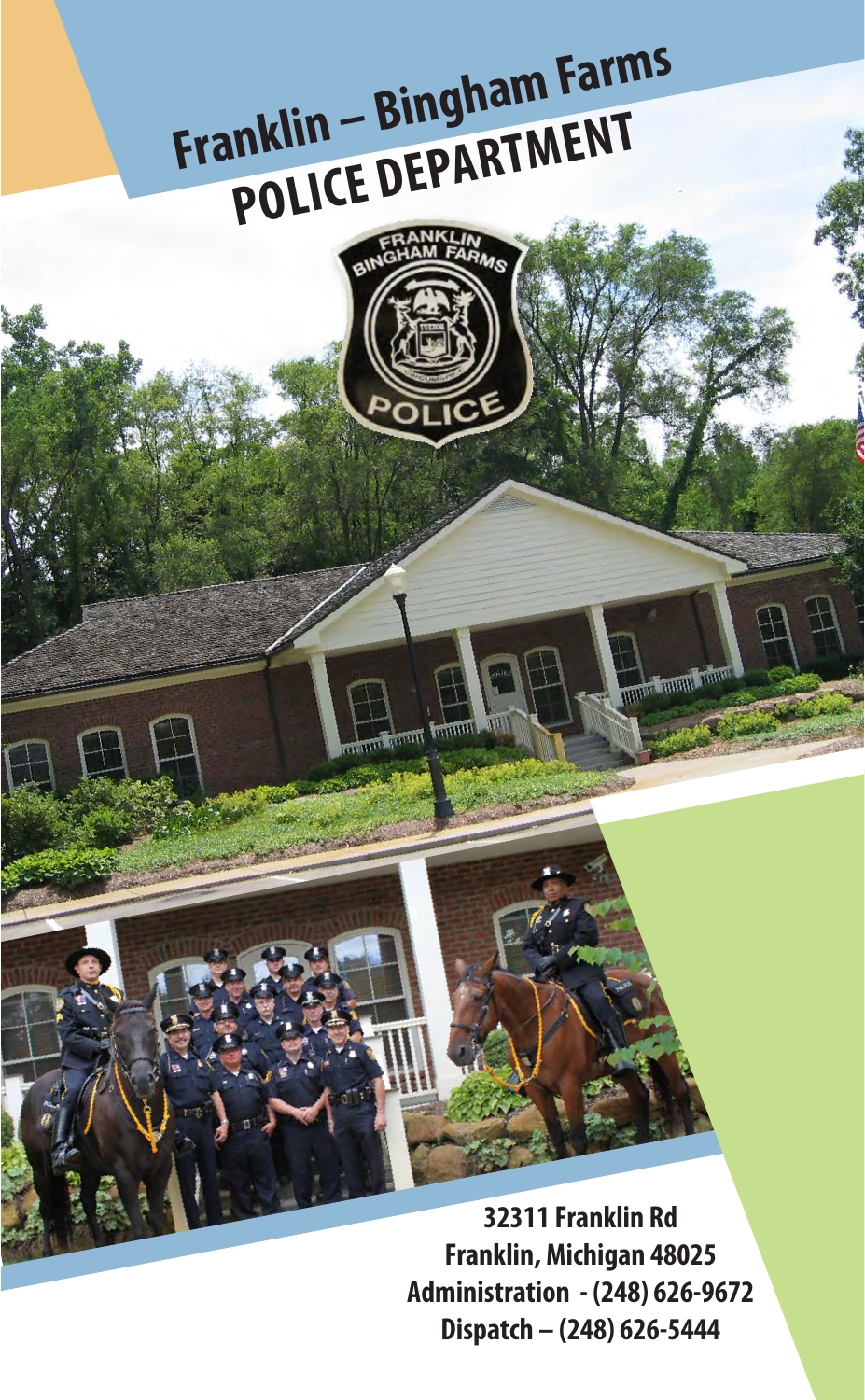# Franklin – Bingham Farms POLICE DEPARTMENT

**32311 Franklin Rd**
**Franklin, Michigan 48025**
**Administration - (248) 626-9672**
**Dispatch – (248) 626-5444**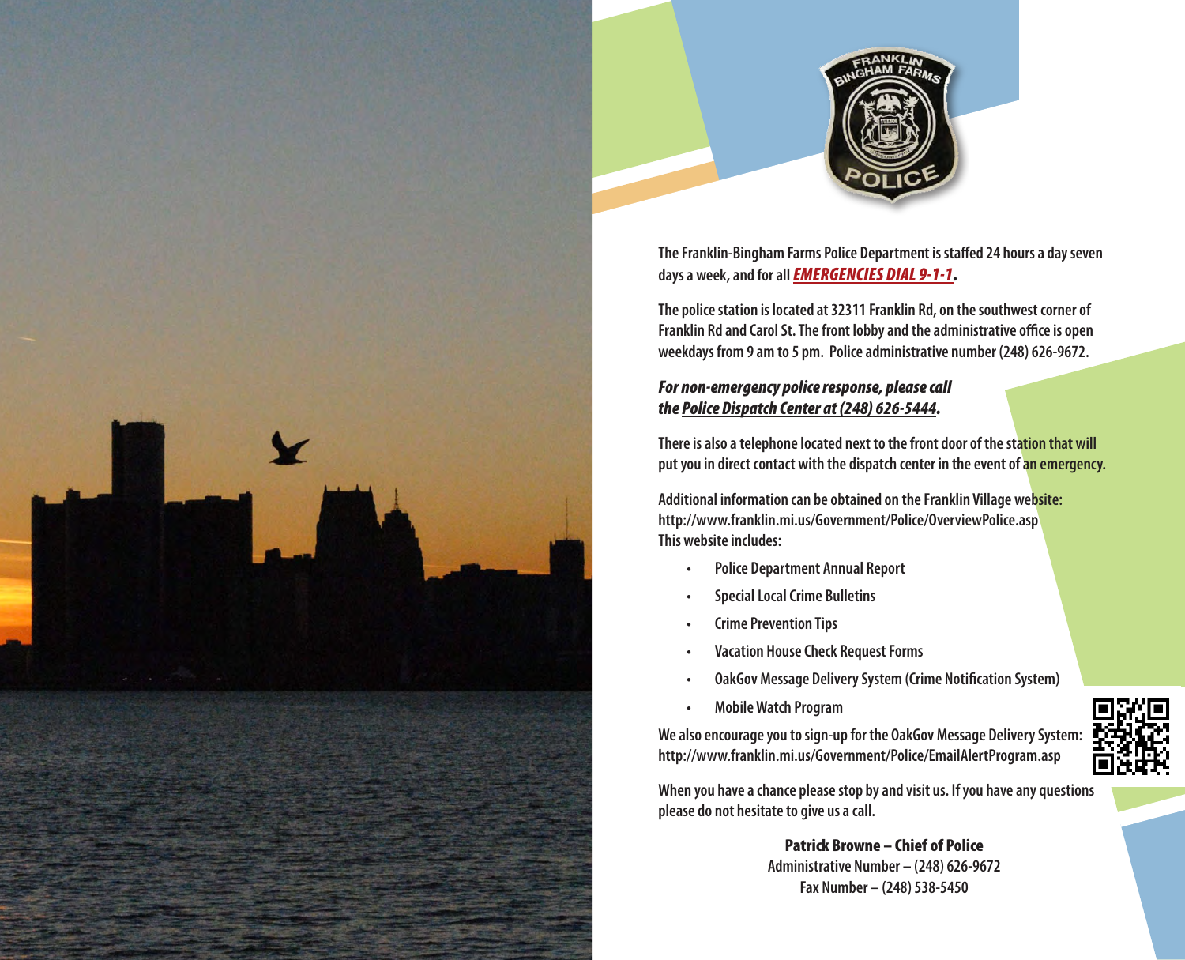The Franklin-Bingham Farms Police Department is staffed 24 hours a day seven days a week, and for all ***EMERGENCIES DIAL 9-1-1***.

The police station is located at 32311 Franklin Rd, on the southwest corner of Franklin Rd and Carol St. The front lobby and the administrative office is open weekdays from 9 am to 5 pm. Police administrative number (248) 626-9672.

***For non-emergency police response, please call the Police Dispatch Center at (248) 626-5444.***

There is also a telephone located next to the front door of the station that will put you in direct contact with the dispatch center in the event of an emergency.

Additional information can be obtained on the Franklin Village website:
http://www.franklin.mi.us/Government/Police/OverviewPolice.asp
This website includes:

- Police Department Annual Report
- Special Local Crime Bulletins
- Crime Prevention Tips
- Vacation House Check Request Forms
- OakGov Message Delivery System (Crime Notification System)
- Mobile Watch Program

We also encourage you to sign-up for the OakGov Message Delivery System:
http://www.franklin.mi.us/Government/Police/EmailAlertProgram.asp

When you have a chance please stop by and visit us. If you have any questions please do not hesitate to give us a call.

**Patrick Browne – Chief of Police**
Administrative Number – (248) 626-9672
Fax Number – (248) 538-5450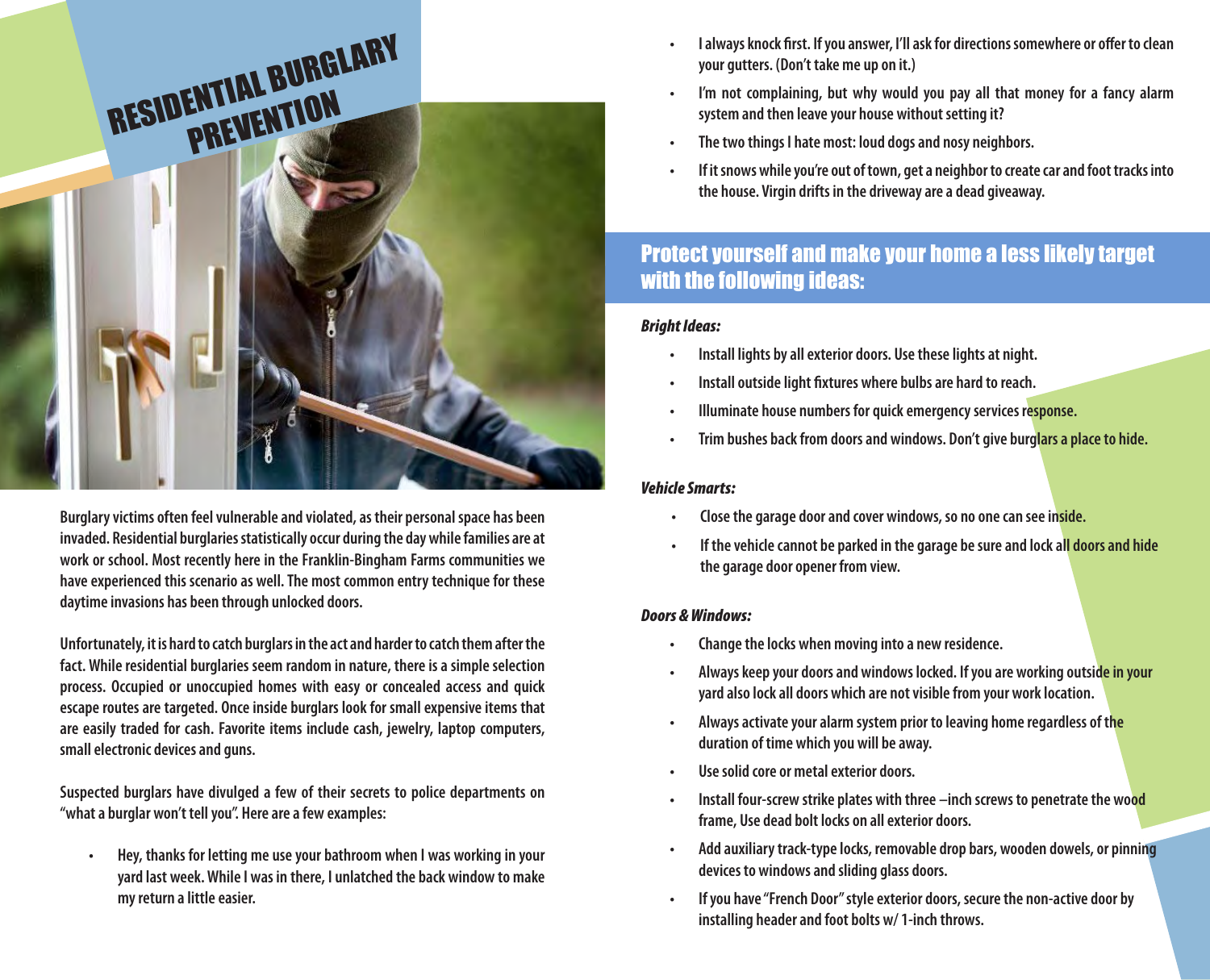# RESIDENTIAL BURGLARY PREVENTION

Burglary victims often feel vulnerable and violated, as their personal space has been invaded. Residential burglaries statistically occur during the day while families are at work or school. Most recently here in the Franklin-Bingham Farms communities we have experienced this scenario as well. The most common entry technique for these daytime invasions has been through unlocked doors.

Unfortunately, it is hard to catch burglars in the act and harder to catch them after the fact. While residential burglaries seem random in nature, there is a simple selection process. Occupied or unoccupied homes with easy or concealed access and quick escape routes are targeted. Once inside burglars look for small expensive items that are easily traded for cash. Favorite items include cash, jewelry, laptop computers, small electronic devices and guns.

Suspected burglars have divulged a few of their secrets to police departments on "what a burglar won't tell you". Here are a few examples:

- Hey, thanks for letting me use your bathroom when I was working in your yard last week. While I was in there, I unlatched the back window to make my return a little easier.
- I always knock first. If you answer, I'll ask for directions somewhere or offer to clean your gutters. (Don't take me up on it.)
- I'm not complaining, but why would you pay all that money for a fancy alarm system and then leave your house without setting it?
- The two things I hate most: loud dogs and nosy neighbors.
- If it snows while you're out of town, get a neighbor to create car and foot tracks into the house. Virgin drifts in the driveway are a dead giveaway.

## Protect yourself and make your home a less likely target with the following ideas:

***Bright Ideas:***

- Install lights by all exterior doors. Use these lights at night.
- Install outside light fixtures where bulbs are hard to reach.
- Illuminate house numbers for quick emergency services response.
- Trim bushes back from doors and windows. Don't give burglars a place to hide.

***Vehicle Smarts:***

- Close the garage door and cover windows, so no one can see inside.
- If the vehicle cannot be parked in the garage be sure and lock all doors and hide the garage door opener from view.

***Doors & Windows:***

- Change the locks when moving into a new residence.
- Always keep your doors and windows locked. If you are working outside in your yard also lock all doors which are not visible from your work location.
- Always activate your alarm system prior to leaving home regardless of the duration of time which you will be away.
- Use solid core or metal exterior doors.
- Install four-screw strike plates with three –inch screws to penetrate the wood frame, Use dead bolt locks on all exterior doors.
- Add auxiliary track-type locks, removable drop bars, wooden dowels, or pinning devices to windows and sliding glass doors.
- If you have "French Door" style exterior doors, secure the non-active door by installing header and foot bolts w/ 1-inch throws.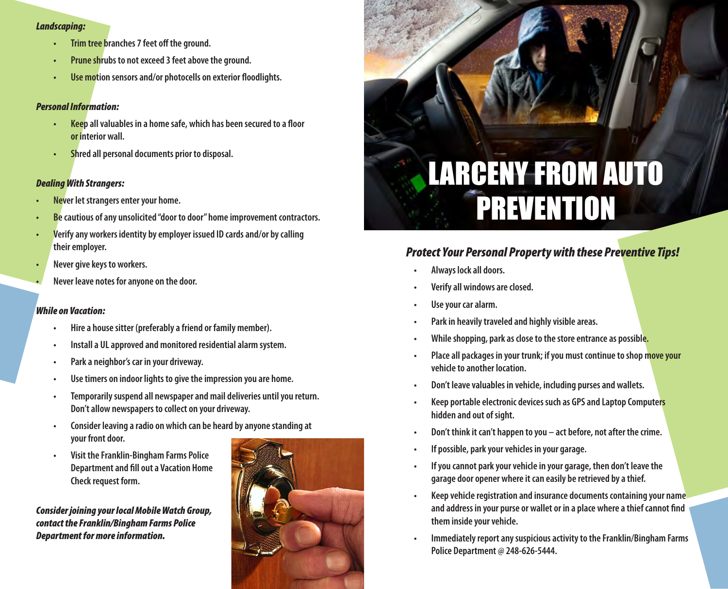***Landscaping:***

- Trim tree branches 7 feet off the ground.
- Prune shrubs to not exceed 3 feet above the ground.
- Use motion sensors and/or photocells on exterior floodlights.

***Personal Information:***

- Keep all valuables in a home safe, which has been secured to a floor or interior wall.
- Shred all personal documents prior to disposal.

***Dealing With Strangers:***

- Never let strangers enter your home.
- Be cautious of any unsolicited "door to door" home improvement contractors.
- Verify any workers identity by employer issued ID cards and/or by calling their employer.
- Never give keys to workers.
- Never leave notes for anyone on the door.

***While on Vacation:***

- Hire a house sitter (preferably a friend or family member).
- Install a UL approved and monitored residential alarm system.
- Park a neighbor's car in your driveway.
- Use timers on indoor lights to give the impression you are home.
- Temporarily suspend all newspaper and mail deliveries until you return. Don't allow newspapers to collect on your driveway.
- Consider leaving a radio on which can be heard by anyone standing at your front door.
- Visit the Franklin-Bingham Farms Police Department and fill out a Vacation Home Check request form.

***Consider joining your local Mobile Watch Group, contact the Franklin/Bingham Farms Police Department for more information.***

# LARCENY FROM AUTO PREVENTION

***Protect Your Personal Property with these Preventive Tips!***

- Always lock all doors.
- Verify all windows are closed.
- Use your car alarm.
- Park in heavily traveled and highly visible areas.
- While shopping, park as close to the store entrance as possible.
- Place all packages in your trunk; if you must continue to shop move your vehicle to another location.
- Don't leave valuables in vehicle, including purses and wallets.
- Keep portable electronic devices such as GPS and Laptop Computers hidden and out of sight.
- Don't think it can't happen to you – act before, not after the crime.
- If possible, park your vehicles in your garage.
- If you cannot park your vehicle in your garage, then don't leave the garage door opener where it can easily be retrieved by a thief.
- Keep vehicle registration and insurance documents containing your name and address in your purse or wallet or in a place where a thief cannot find them inside your vehicle.
- Immediately report any suspicious activity to the Franklin/Bingham Farms Police Department @ 248-626-5444.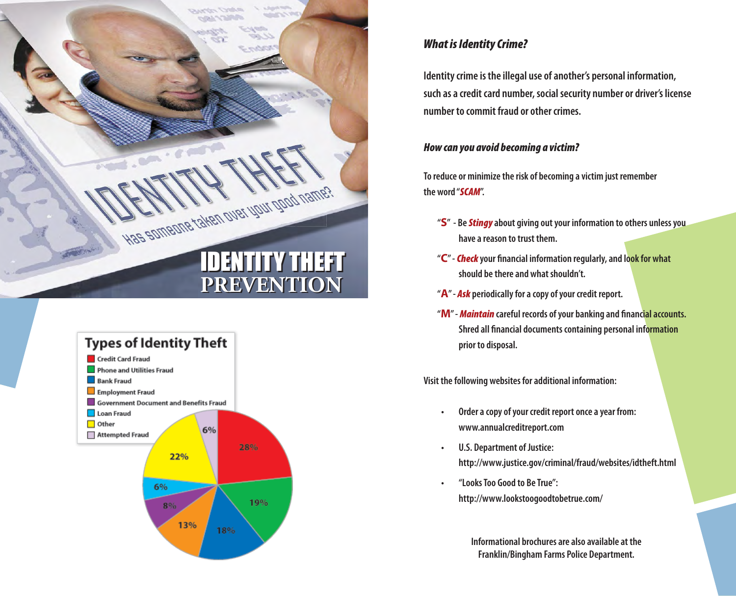IDENTITY THEFT

Has someone taken over your good name?

# IDENTITY THEFT PREVENTION

## Types of Identity Theft

Credit Card Fraud
Phone and Utilities Fraud
Bank Fraud
Employment Fraud
Government Document and Benefits Fraud
Loan Fraud
Other
Attempted Fraud

28%
19%
18%
13%
8%
6%
22%
6%

### *What is Identity Crime?*

**Identity crime is the illegal use of another's personal information, such as a credit card number, social security number or driver's license number to commit fraud or other crimes.**

### *How can you avoid becoming a victim?*

**To reduce or minimize the risk of becoming a victim just remember the word "*SCAM*".**

- **"S" - Be *Stingy* about giving out your information to others unless you have a reason to trust them.**
- **"C" - *Check* your financial information regularly, and look for what should be there and what shouldn't.**
- **"A" - *Ask* periodically for a copy of your credit report.**
- **"M" - *Maintain* careful records of your banking and financial accounts. Shred all financial documents containing personal information prior to disposal.**

**Visit the following websites for additional information:**

- **Order a copy of your credit report once a year from: www.annualcreditreport.com**
- **U.S. Department of Justice: http://www.justice.gov/criminal/fraud/websites/idtheft.html**
- **"Looks Too Good to Be True": http://www.lookstoogoodtobetrue.com/**

**Informational brochures are also available at the Franklin/Bingham Farms Police Department.**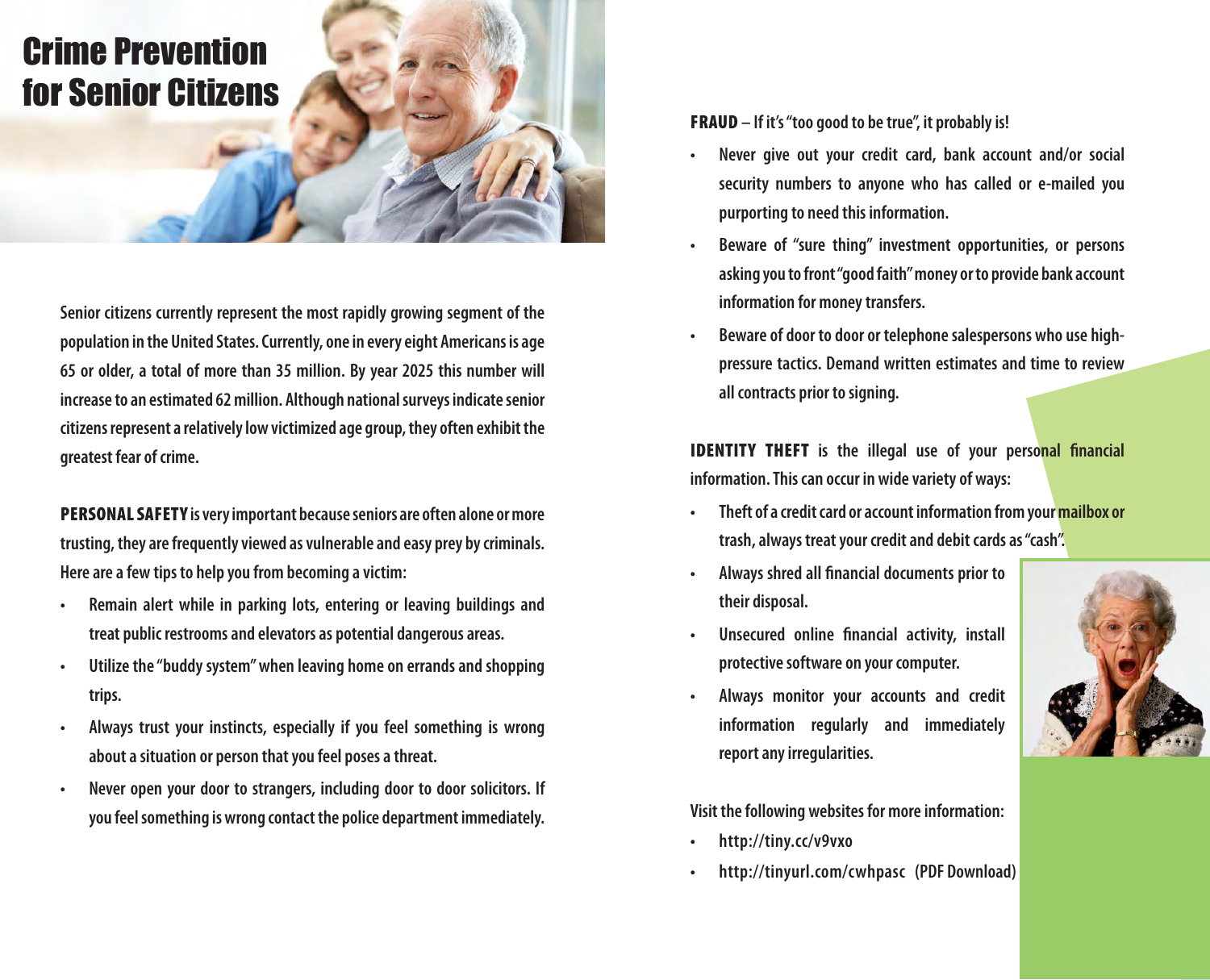# Crime Prevention for Senior Citizens

Senior citizens currently represent the most rapidly growing segment of the population in the United States. Currently, one in every eight Americans is age 65 or older, a total of more than 35 million. By year 2025 this number will increase to an estimated 62 million. Although national surveys indicate senior citizens represent a relatively low victimized age group, they often exhibit the greatest fear of crime.

**PERSONAL SAFETY** is very important because seniors are often alone or more trusting, they are frequently viewed as vulnerable and easy prey by criminals. Here are a few tips to help you from becoming a victim:

- Remain alert while in parking lots, entering or leaving buildings and treat public restrooms and elevators as potential dangerous areas.
- Utilize the "buddy system" when leaving home on errands and shopping trips.
- Always trust your instincts, especially if you feel something is wrong about a situation or person that you feel poses a threat.
- Never open your door to strangers, including door to door solicitors. If you feel something is wrong contact the police department immediately.

**FRAUD** – If it's "too good to be true", it probably is!

- Never give out your credit card, bank account and/or social security numbers to anyone who has called or e-mailed you purporting to need this information.
- Beware of "sure thing" investment opportunities, or persons asking you to front "good faith" money or to provide bank account information for money transfers.
- Beware of door to door or telephone salespersons who use high-pressure tactics. Demand written estimates and time to review all contracts prior to signing.

**IDENTITY THEFT** is the illegal use of your personal financial information. This can occur in wide variety of ways:

- Theft of a credit card or account information from your mailbox or trash, always treat your credit and debit cards as "cash".
- Always shred all financial documents prior to their disposal.
- Unsecured online financial activity, install protective software on your computer.
- Always monitor your accounts and credit information regularly and immediately report any irregularities.

Visit the following websites for more information:

- http://tiny.cc/v9vxo
- http://tinyurl.com/cwhpasc (PDF Download)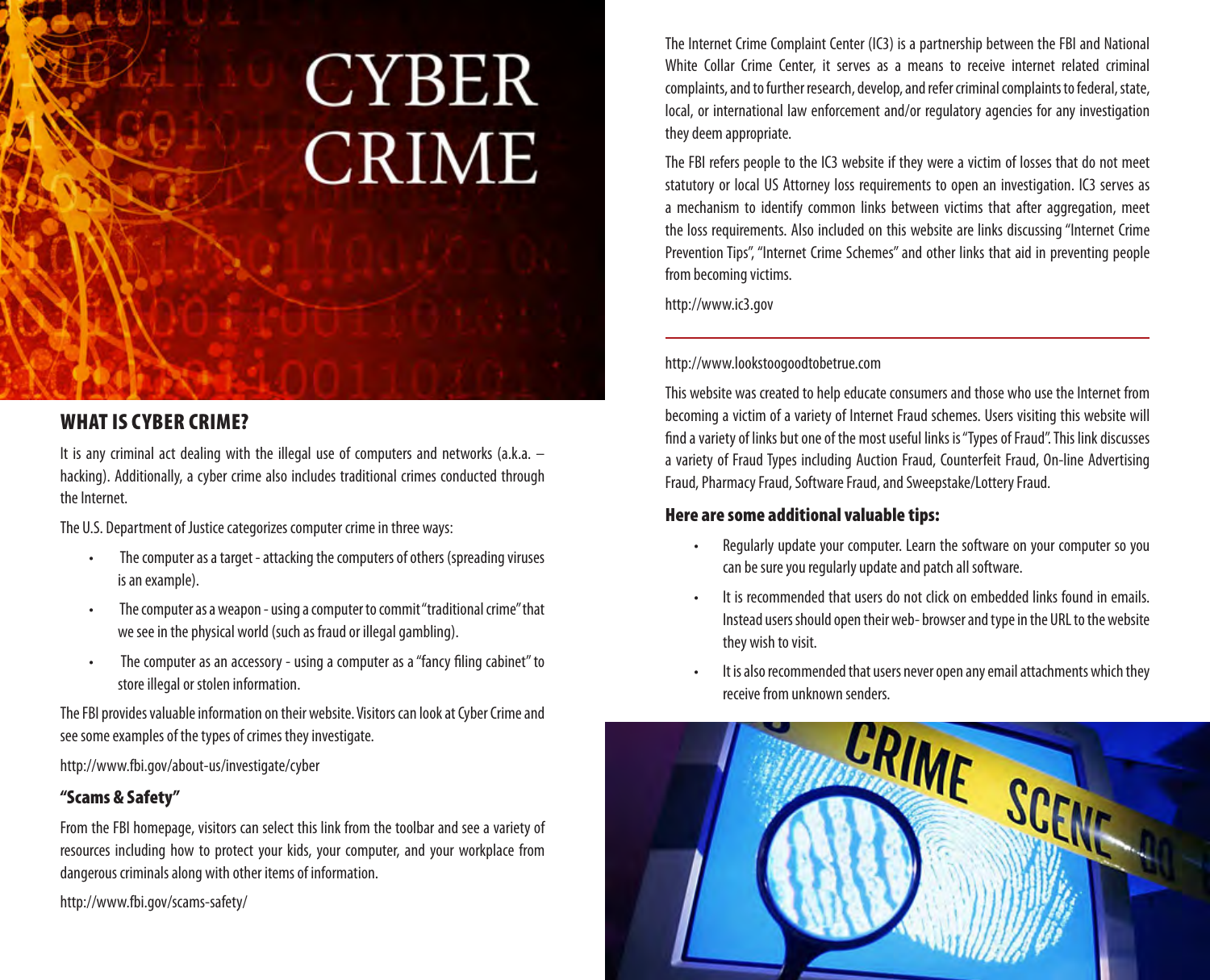# CYBER CRIME

## WHAT IS CYBER CRIME?

It is any criminal act dealing with the illegal use of computers and networks (a.k.a. – hacking). Additionally, a cyber crime also includes traditional crimes conducted through the Internet.

The U.S. Department of Justice categorizes computer crime in three ways:

- The computer as a target - attacking the computers of others (spreading viruses is an example).
- The computer as a weapon - using a computer to commit "traditional crime" that we see in the physical world (such as fraud or illegal gambling).
- The computer as an accessory - using a computer as a "fancy filing cabinet" to store illegal or stolen information.

The FBI provides valuable information on their website. Visitors can look at Cyber Crime and see some examples of the types of crimes they investigate.

http://www.fbi.gov/about-us/investigate/cyber

### "Scams & Safety"

From the FBI homepage, visitors can select this link from the toolbar and see a variety of resources including how to protect your kids, your computer, and your workplace from dangerous criminals along with other items of information.

http://www.fbi.gov/scams-safety/

The Internet Crime Complaint Center (IC3) is a partnership between the FBI and National White Collar Crime Center, it serves as a means to receive internet related criminal complaints, and to further research, develop, and refer criminal complaints to federal, state, local, or international law enforcement and/or regulatory agencies for any investigation they deem appropriate.

The FBI refers people to the IC3 website if they were a victim of losses that do not meet statutory or local US Attorney loss requirements to open an investigation. IC3 serves as a mechanism to identify common links between victims that after aggregation, meet the loss requirements. Also included on this website are links discussing "Internet Crime Prevention Tips", "Internet Crime Schemes" and other links that aid in preventing people from becoming victims.

http://www.ic3.gov

---

http://www.lookstoogoodtobetrue.com

This website was created to help educate consumers and those who use the Internet from becoming a victim of a variety of Internet Fraud schemes. Users visiting this website will find a variety of links but one of the most useful links is "Types of Fraud". This link discusses a variety of Fraud Types including Auction Fraud, Counterfeit Fraud, On-line Advertising Fraud, Pharmacy Fraud, Software Fraud, and Sweepstake/Lottery Fraud.

### Here are some additional valuable tips:

- Regularly update your computer. Learn the software on your computer so you can be sure you regularly update and patch all software.
- It is recommended that users do not click on embedded links found in emails. Instead users should open their web- browser and type in the URL to the website they wish to visit.
- It is also recommended that users never open any email attachments which they receive from unknown senders.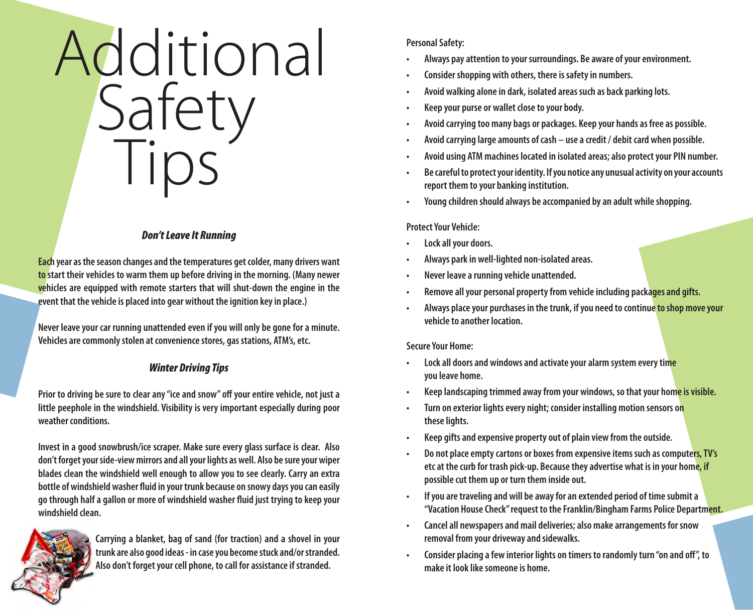# Additional Safety Tips

### *Don't Leave It Running*

Each year as the season changes and the temperatures get colder, many drivers want to start their vehicles to warm them up before driving in the morning. (Many newer vehicles are equipped with remote starters that will shut-down the engine in the event that the vehicle is placed into gear without the ignition key in place.)

Never leave your car running unattended even if you will only be gone for a minute. Vehicles are commonly stolen at convenience stores, gas stations, ATM's, etc.

### *Winter Driving Tips*

Prior to driving be sure to clear any "ice and snow" off your entire vehicle, not just a little peephole in the windshield. Visibility is very important especially during poor weather conditions.

Invest in a good snowbrush/ice scraper. Make sure every glass surface is clear. Also don't forget your side-view mirrors and all your lights as well. Also be sure your wiper blades clean the windshield well enough to allow you to see clearly. Carry an extra bottle of windshield washer fluid in your trunk because on snowy days you can easily go through half a gallon or more of windshield washer fluid just trying to keep your windshield clean.

Carrying a blanket, bag of sand (for traction) and a shovel in your trunk are also good ideas - in case you become stuck and/or stranded. Also don't forget your cell phone, to call for assistance if stranded.

**Personal Safety:**

- Always pay attention to your surroundings. Be aware of your environment.
- Consider shopping with others, there is safety in numbers.
- Avoid walking alone in dark, isolated areas such as back parking lots.
- Keep your purse or wallet close to your body.
- Avoid carrying too many bags or packages. Keep your hands as free as possible.
- Avoid carrying large amounts of cash – use a credit / debit card when possible.
- Avoid using ATM machines located in isolated areas; also protect your PIN number.
- Be careful to protect your identity. If you notice any unusual activity on your accounts report them to your banking institution.
- Young children should always be accompanied by an adult while shopping.

**Protect Your Vehicle:**

- Lock all your doors.
- Always park in well-lighted non-isolated areas.
- Never leave a running vehicle unattended.
- Remove all your personal property from vehicle including packages and gifts.
- Always place your purchases in the trunk, if you need to continue to shop move your vehicle to another location.

**Secure Your Home:**

- Lock all doors and windows and activate your alarm system every time you leave home.
- Keep landscaping trimmed away from your windows, so that your home is visible.
- Turn on exterior lights every night; consider installing motion sensors on these lights.
- Keep gifts and expensive property out of plain view from the outside.
- Do not place empty cartons or boxes from expensive items such as computers, TV's etc at the curb for trash pick-up. Because they advertise what is in your home, if possible cut them up or turn them inside out.
- If you are traveling and will be away for an extended period of time submit a "Vacation House Check" request to the Franklin/Bingham Farms Police Department.
- Cancel all newspapers and mail deliveries; also make arrangements for snow removal from your driveway and sidewalks.
- Consider placing a few interior lights on timers to randomly turn "on and off", to make it look like someone is home.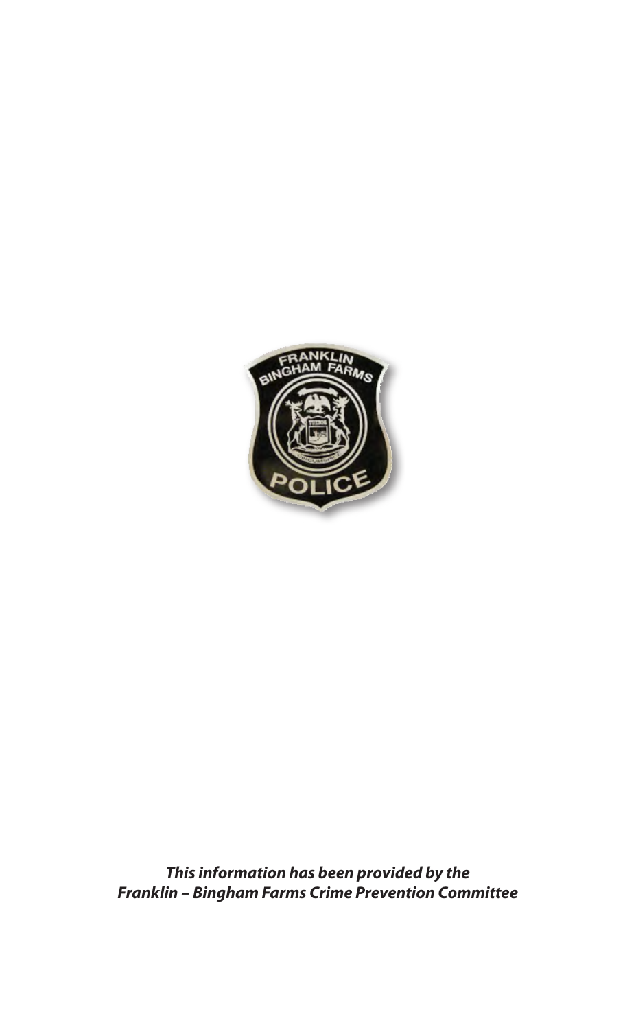***This information has been provided by the Franklin – Bingham Farms Crime Prevention Committee***